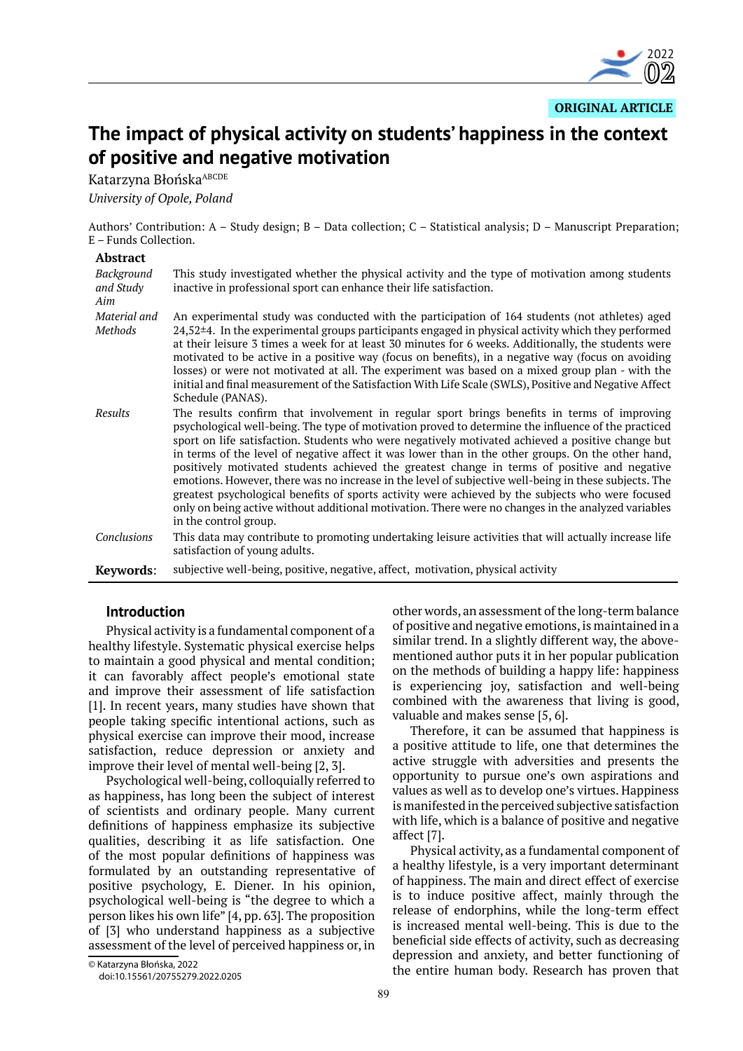**ORIGINAL ARTICLE**

# The impact of physical activity on students' happiness in the context of positive and negative motivation

Katarzyna Błońska[ABCDE]

*University of Opole, Poland*

Authors' Contribution: A – Study design; B – Data collection; C – Statistical analysis; D – Manuscript Preparation; E – Funds Collection.

## Abstract

*Background and Study Aim* This study investigated whether the physical activity and the type of motivation among students inactive in professional sport can enhance their life satisfaction.

*Material and Methods* An experimental study was conducted with the participation of 164 students (not athletes) aged 24,52±4. In the experimental groups participants engaged in physical activity which they performed at their leisure 3 times a week for at least 30 minutes for 6 weeks. Additionally, the students were motivated to be active in a positive way (focus on benefits), in a negative way (focus on avoiding losses) or were not motivated at all. The experiment was based on a mixed group plan - with the initial and final measurement of the Satisfaction With Life Scale (SWLS), Positive and Negative Affect Schedule (PANAS).

*Results* The results confirm that involvement in regular sport brings benefits in terms of improving psychological well-being. The type of motivation proved to determine the influence of the practiced sport on life satisfaction. Students who were negatively motivated achieved a positive change but in terms of the level of negative affect it was lower than in the other groups. On the other hand, positively motivated students achieved the greatest change in terms of positive and negative emotions. However, there was no increase in the level of subjective well-being in these subjects. The greatest psychological benefits of sports activity were achieved by the subjects who were focused only on being active without additional motivation. There were no changes in the analyzed variables in the control group.

*Conclusions* This data may contribute to promoting undertaking leisure activities that will actually increase life satisfaction of young adults.

**Keywords**: subjective well-being, positive, negative, affect, motivation, physical activity

## Introduction

Physical activity is a fundamental component of a healthy lifestyle. Systematic physical exercise helps to maintain a good physical and mental condition; it can favorably affect people's emotional state and improve their assessment of life satisfaction [1]. In recent years, many studies have shown that people taking specific intentional actions, such as physical exercise can improve their mood, increase satisfaction, reduce depression or anxiety and improve their level of mental well-being [2, 3].

Psychological well-being, colloquially referred to as happiness, has long been the subject of interest of scientists and ordinary people. Many current definitions of happiness emphasize its subjective qualities, describing it as life satisfaction. One of the most popular definitions of happiness was formulated by an outstanding representative of positive psychology, E. Diener. In his opinion, psychological well-being is "the degree to which a person likes his own life" [4, pp. 63]. The proposition of [3] who understand happiness as a subjective assessment of the level of perceived happiness or, in other words, an assessment of the long-term balance of positive and negative emotions, is maintained in a similar trend. In a slightly different way, the above-mentioned author puts it in her popular publication on the methods of building a happy life: happiness is experiencing joy, satisfaction and well-being combined with the awareness that living is good, valuable and makes sense [5, 6].

Therefore, it can be assumed that happiness is a positive attitude to life, one that determines the active struggle with adversities and presents the opportunity to pursue one's own aspirations and values as well as to develop one's virtues. Happiness is manifested in the perceived subjective satisfaction with life, which is a balance of positive and negative affect [7].

Physical activity, as a fundamental component of a healthy lifestyle, is a very important determinant of happiness. The main and direct effect of exercise is to induce positive affect, mainly through the release of endorphins, while the long-term effect is increased mental well-being. This is due to the beneficial side effects of activity, such as decreasing depression and anxiety, and better functioning of the entire human body. Research has proven that

© Katarzyna Błońska, 2022
doi:10.15561/20755279.2022.0205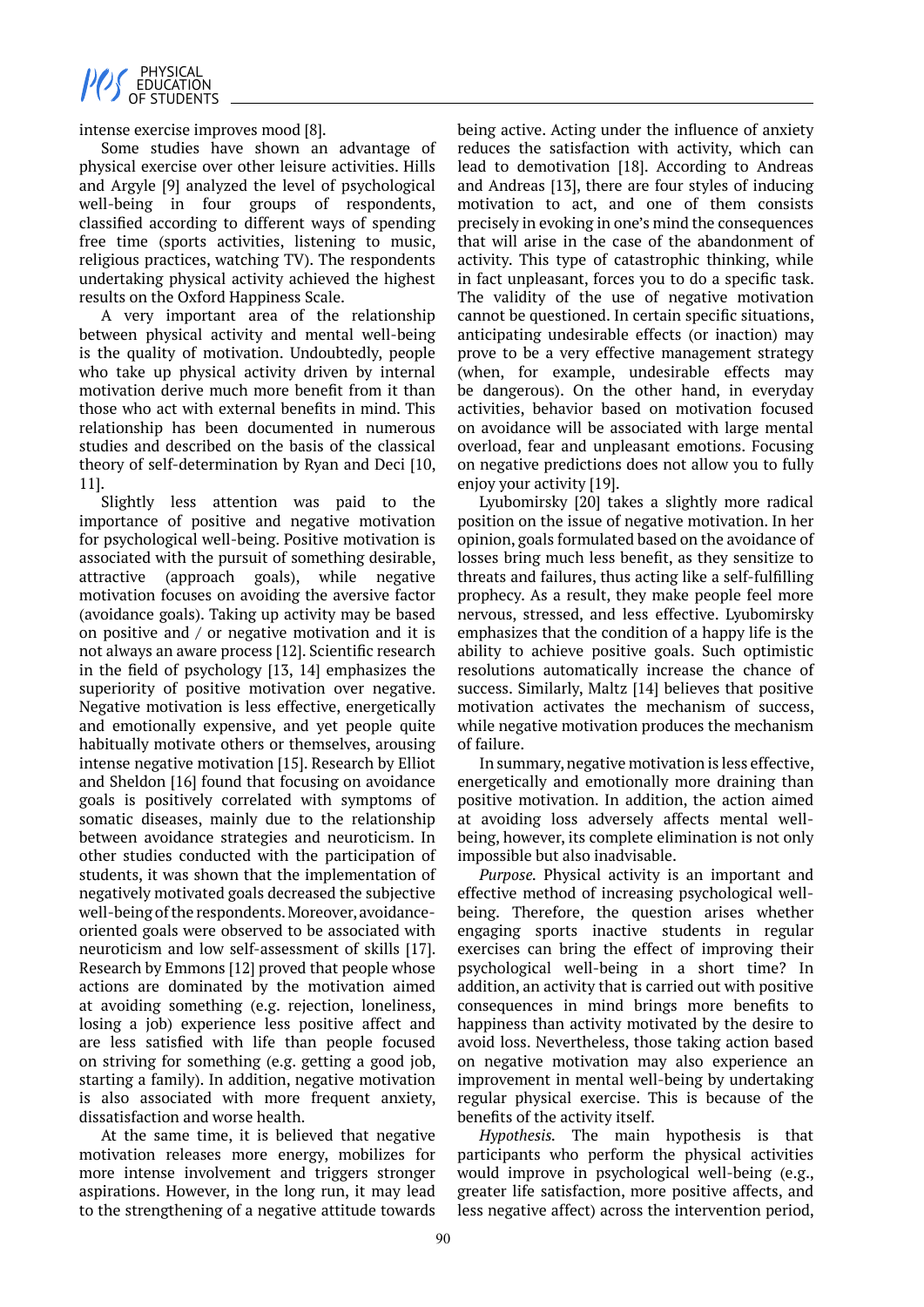intense exercise improves mood [8].

Some studies have shown an advantage of physical exercise over other leisure activities. Hills and Argyle [9] analyzed the level of psychological well-being in four groups of respondents, classified according to different ways of spending free time (sports activities, listening to music, religious practices, watching TV). The respondents undertaking physical activity achieved the highest results on the Oxford Happiness Scale.

A very important area of the relationship between physical activity and mental well-being is the quality of motivation. Undoubtedly, people who take up physical activity driven by internal motivation derive much more benefit from it than those who act with external benefits in mind. This relationship has been documented in numerous studies and described on the basis of the classical theory of self-determination by Ryan and Deci [10, 11].

Slightly less attention was paid to the importance of positive and negative motivation for psychological well-being. Positive motivation is associated with the pursuit of something desirable, attractive (approach goals), while negative motivation focuses on avoiding the aversive factor (avoidance goals). Taking up activity may be based on positive and / or negative motivation and it is not always an aware process [12]. Scientific research in the field of psychology [13, 14] emphasizes the superiority of positive motivation over negative. Negative motivation is less effective, energetically and emotionally expensive, and yet people quite habitually motivate others or themselves, arousing intense negative motivation [15]. Research by Elliot and Sheldon [16] found that focusing on avoidance goals is positively correlated with symptoms of somatic diseases, mainly due to the relationship between avoidance strategies and neuroticism. In other studies conducted with the participation of students, it was shown that the implementation of negatively motivated goals decreased the subjective well-being of the respondents. Moreover, avoidance-oriented goals were observed to be associated with neuroticism and low self-assessment of skills [17]. Research by Emmons [12] proved that people whose actions are dominated by the motivation aimed at avoiding something (e.g. rejection, loneliness, losing a job) experience less positive affect and are less satisfied with life than people focused on striving for something (e.g. getting a good job, starting a family). In addition, negative motivation is also associated with more frequent anxiety, dissatisfaction and worse health.

At the same time, it is believed that negative motivation releases more energy, mobilizes for more intense involvement and triggers stronger aspirations. However, in the long run, it may lead to the strengthening of a negative attitude towards being active. Acting under the influence of anxiety reduces the satisfaction with activity, which can lead to demotivation [18]. According to Andreas and Andreas [13], there are four styles of inducing motivation to act, and one of them consists precisely in evoking in one's mind the consequences that will arise in the case of the abandonment of activity. This type of catastrophic thinking, while in fact unpleasant, forces you to do a specific task. The validity of the use of negative motivation cannot be questioned. In certain specific situations, anticipating undesirable effects (or inaction) may prove to be a very effective management strategy (when, for example, undesirable effects may be dangerous). On the other hand, in everyday activities, behavior based on motivation focused on avoidance will be associated with large mental overload, fear and unpleasant emotions. Focusing on negative predictions does not allow you to fully enjoy your activity [19].

Lyubomirsky [20] takes a slightly more radical position on the issue of negative motivation. In her opinion, goals formulated based on the avoidance of losses bring much less benefit, as they sensitize to threats and failures, thus acting like a self-fulfilling prophecy. As a result, they make people feel more nervous, stressed, and less effective. Lyubomirsky emphasizes that the condition of a happy life is the ability to achieve positive goals. Such optimistic resolutions automatically increase the chance of success. Similarly, Maltz [14] believes that positive motivation activates the mechanism of success, while negative motivation produces the mechanism of failure.

In summary, negative motivation is less effective, energetically and emotionally more draining than positive motivation. In addition, the action aimed at avoiding loss adversely affects mental well-being, however, its complete elimination is not only impossible but also inadvisable.

*Purpose.* Physical activity is an important and effective method of increasing psychological well-being. Therefore, the question arises whether engaging sports inactive students in regular exercises can bring the effect of improving their psychological well-being in a short time? In addition, an activity that is carried out with positive consequences in mind brings more benefits to happiness than activity motivated by the desire to avoid loss. Nevertheless, those taking action based on negative motivation may also experience an improvement in mental well-being by undertaking regular physical exercise. This is because of the benefits of the activity itself.

*Hypothesis.* The main hypothesis is that participants who perform the physical activities would improve in psychological well-being (e.g., greater life satisfaction, more positive affects, and less negative affect) across the intervention period,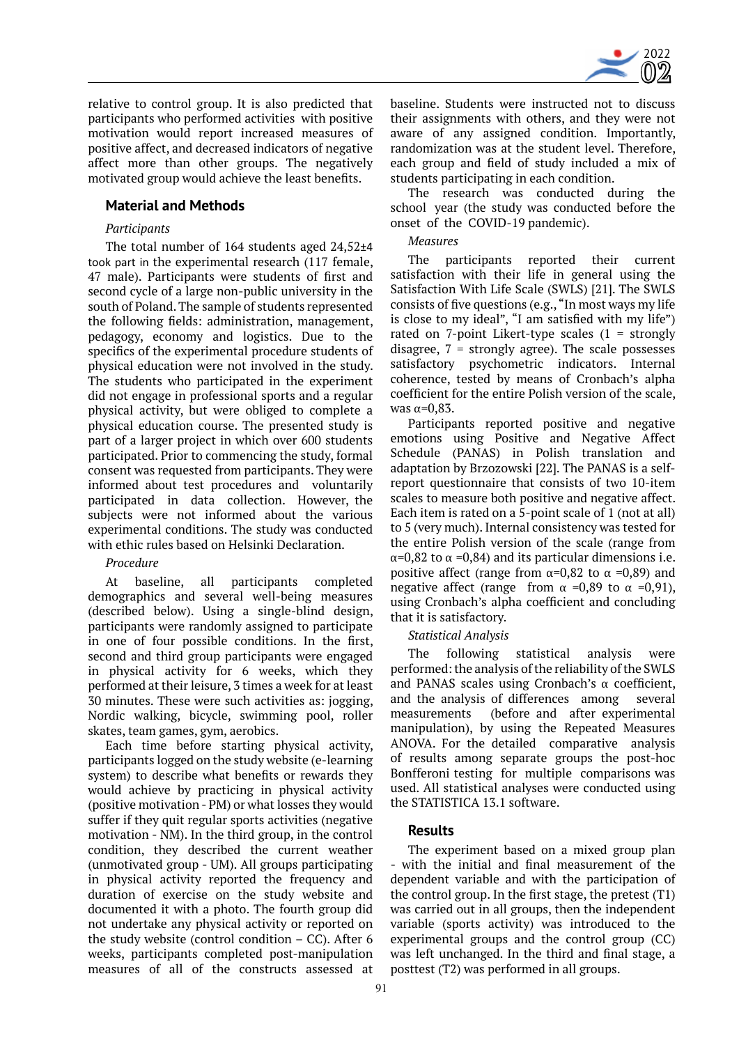relative to control group. It is also predicted that participants who performed activities with positive motivation would report increased measures of positive affect, and decreased indicators of negative affect more than other groups. The negatively motivated group would achieve the least benefits.

## Material and Methods

*Participants*

The total number of 164 students aged 24,52±4 took part in the experimental research (117 female, 47 male). Participants were students of first and second cycle of a large non-public university in the south of Poland. The sample of students represented the following fields: administration, management, pedagogy, economy and logistics. Due to the specifics of the experimental procedure students of physical education were not involved in the study. The students who participated in the experiment did not engage in professional sports and a regular physical activity, but were obliged to complete a physical education course. The presented study is part of a larger project in which over 600 students participated. Prior to commencing the study, formal consent was requested from participants. They were informed about test procedures and voluntarily participated in data collection. However, the subjects were not informed about the various experimental conditions. The study was conducted with ethic rules based on Helsinki Declaration.

*Procedure*

At baseline, all participants completed demographics and several well-being measures (described below). Using a single-blind design, participants were randomly assigned to participate in one of four possible conditions. In the first, second and third group participants were engaged in physical activity for 6 weeks, which they performed at their leisure, 3 times a week for at least 30 minutes. These were such activities as: jogging, Nordic walking, bicycle, swimming pool, roller skates, team games, gym, aerobics.

Each time before starting physical activity, participants logged on the study website (e-learning system) to describe what benefits or rewards they would achieve by practicing in physical activity (positive motivation - PM) or what losses they would suffer if they quit regular sports activities (negative motivation - NM). In the third group, in the control condition, they described the current weather (unmotivated group - UM). All groups participating in physical activity reported the frequency and duration of exercise on the study website and documented it with a photo. The fourth group did not undertake any physical activity or reported on the study website (control condition – CC). After 6 weeks, participants completed post-manipulation measures of all of the constructs assessed at baseline. Students were instructed not to discuss their assignments with others, and they were not aware of any assigned condition. Importantly, randomization was at the student level. Therefore, each group and field of study included a mix of students participating in each condition.

The research was conducted during the school year (the study was conducted before the onset of the COVID-19 pandemic).

*Measures*

The participants reported their current satisfaction with their life in general using the Satisfaction With Life Scale (SWLS) [21]. The SWLS consists of five questions (e.g., "In most ways my life is close to my ideal", "I am satisfied with my life") rated on 7-point Likert-type scales (1 = strongly disagree, 7 = strongly agree). The scale possesses satisfactory psychometric indicators. Internal coherence, tested by means of Cronbach's alpha coefficient for the entire Polish version of the scale, was $\alpha$=0,83.

Participants reported positive and negative emotions using Positive and Negative Affect Schedule (PANAS) in Polish translation and adaptation by Brzozowski [22]. The PANAS is a self-report questionnaire that consists of two 10-item scales to measure both positive and negative affect. Each item is rated on a 5-point scale of 1 (not at all) to 5 (very much). Internal consistency was tested for the entire Polish version of the scale (range from $\alpha$=0,82 to $\alpha$ =0,84) and its particular dimensions i.e. positive affect (range from $\alpha$=0,82 to $\alpha$ =0,89) and negative affect (range from $\alpha$ =0,89 to $\alpha$ =0,91), using Cronbach's alpha coefficient and concluding that it is satisfactory.

*Statistical Analysis*

The following statistical analysis were performed: the analysis of the reliability of the SWLS and PANAS scales using Cronbach's $\alpha$ coefficient, and the analysis of differences among several measurements (before and after experimental manipulation), by using the Repeated Measures ANOVA. For the detailed comparative analysis of results among separate groups the post-hoc Bonferroni testing for multiple comparisons was used. All statistical analyses were conducted using the STATISTICA 13.1 software.

## Results

The experiment based on a mixed group plan - with the initial and final measurement of the dependent variable and with the participation of the control group. In the first stage, the pretest (T1) was carried out in all groups, then the independent variable (sports activity) was introduced to the experimental groups and the control group (CC) was left unchanged. In the third and final stage, a posttest (T2) was performed in all groups.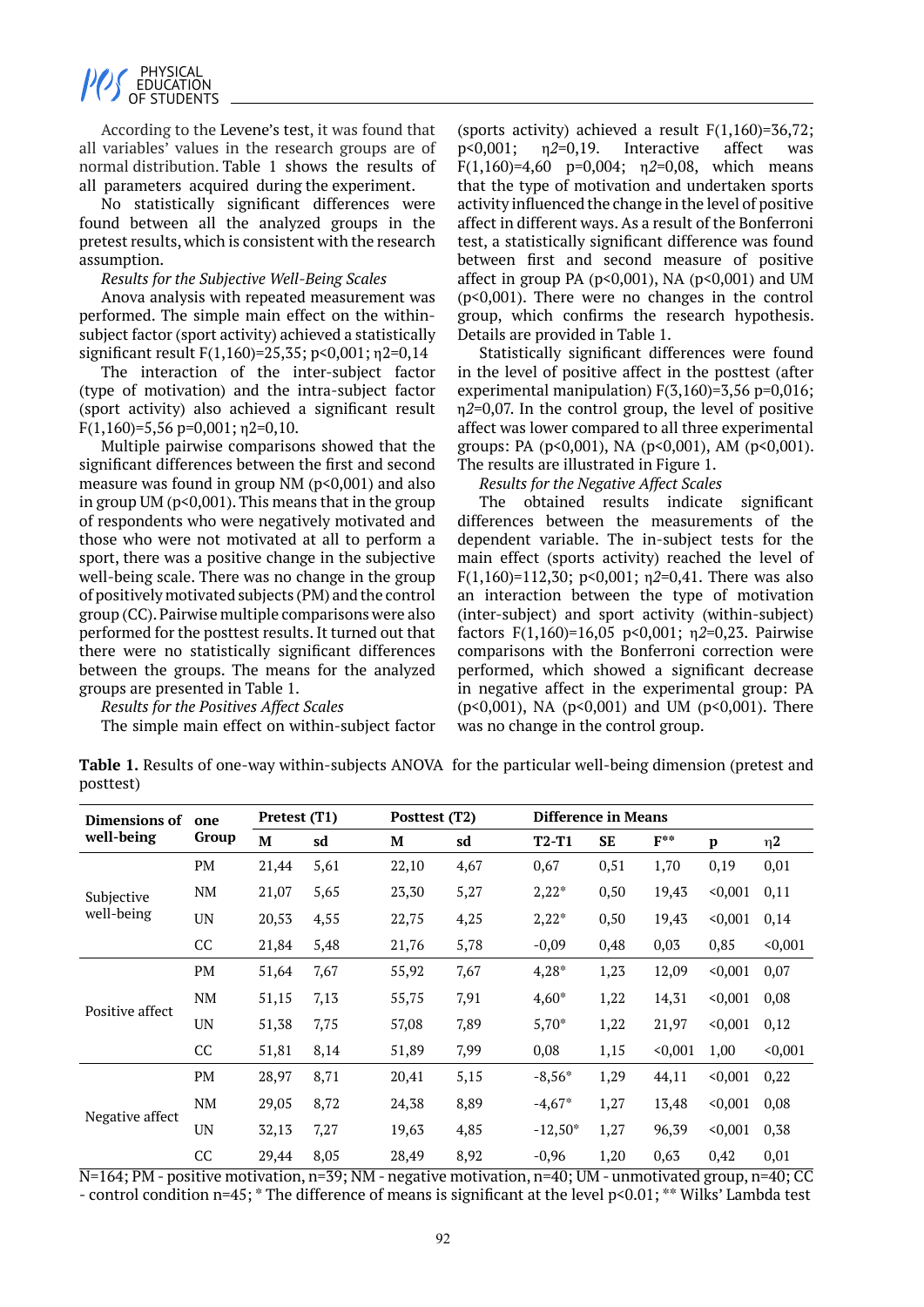According to the Levene's test, it was found that all variables' values in the research groups are of normal distribution. Table 1 shows the results of all parameters acquired during the experiment.

No statistically significant differences were found between all the analyzed groups in the pretest results, which is consistent with the research assumption.

*Results for the Subjective Well-Being Scales*

Anova analysis with repeated measurement was performed. The simple main effect on the within-subject factor (sport activity) achieved a statistically significant result $F(1,160)=25,35$; $p<0,001$; $\eta 2=0,14$

The interaction of the inter-subject factor (type of motivation) and the intra-subject factor (sport activity) also achieved a significant result $F(1,160)=5,56$ $p=0,001$; $\eta 2=0,10$.

Multiple pairwise comparisons showed that the significant differences between the first and second measure was found in group NM ($p<0,001$) and also in group UM ($p<0,001$). This means that in the group of respondents who were negatively motivated and those who were not motivated at all to perform a sport, there was a positive change in the subjective well-being scale. There was no change in the group of positively motivated subjects (PM) and the control group (CC). Pairwise multiple comparisons were also performed for the posttest results. It turned out that there were no statistically significant differences between the groups. The means for the analyzed groups are presented in Table 1.

*Results for the Positives Affect Scales*

The simple main effect on within-subject factor (sports activity) achieved a result $F(1,160)=36,72$; $p<0,001$; $\eta 2=0,19$. Interactive affect was $F(1,160)=4,60$ $p=0,004$; $\eta 2=0,08$, which means that the type of motivation and undertaken sports activity influenced the change in the level of positive affect in different ways. As a result of the Bonferroni test, a statistically significant difference was found between first and second measure of positive affect in group PA ($p<0,001$), NA ($p<0,001$) and UM ($p<0,001$). There were no changes in the control group, which confirms the research hypothesis. Details are provided in Table 1.

Statistically significant differences were found in the level of positive affect in the posttest (after experimental manipulation) $F(3,160)=3,56$ $p=0,016$; $\eta 2=0,07$. In the control group, the level of positive affect was lower compared to all three experimental groups: PA ($p<0,001$), NA ($p<0,001$), AM ($p<0,001$). The results are illustrated in Figure 1.

*Results for the Negative Affect Scales*

The obtained results indicate significant differences between the measurements of the dependent variable. The in-subject tests for the main effect (sports activity) reached the level of $F(1,160)=112,30$; $p<0,001$; $\eta 2=0,41$. There was also an interaction between the type of motivation (inter-subject) and sport activity (within-subject) factors $F(1,160)=16,05$ $p<0,001$; $\eta 2=0,23$. Pairwise comparisons with the Bonferroni correction were performed, which showed a significant decrease in negative affect in the experimental group: PA ($p<0,001$), NA ($p<0,001$) and UM ($p<0,001$). There was no change in the control group.

**Table 1.** Results of one-way within-subjects ANOVA for the particular well-being dimension (pretest and posttest)

| Dimensions of well-being | one Group | Pretest (T1) | | Posttest (T2) | | Difference in Means | | | | |
|---|---|---|---|---|---|---|---|---|---|---|
| | | M | sd | M | sd | T2-T1 | SE | F** | p | η2 |
| Subjective well-being | PM | 21,44 | 5,61 | 22,10 | 4,67 | 0,67 | 0,51 | 1,70 | 0,19 | 0,01 |
| | NM | 21,07 | 5,65 | 23,30 | 5,27 | 2,22* | 0,50 | 19,43 | <0,001 | 0,11 |
| | UN | 20,53 | 4,55 | 22,75 | 4,25 | 2,22* | 0,50 | 19,43 | <0,001 | 0,14 |
| | CC | 21,84 | 5,48 | 21,76 | 5,78 | -0,09 | 0,48 | 0,03 | 0,85 | <0,001 |
| Positive affect | PM | 51,64 | 7,67 | 55,92 | 7,67 | 4,28* | 1,23 | 12,09 | <0,001 | 0,07 |
| | NM | 51,15 | 7,13 | 55,75 | 7,91 | 4,60* | 1,22 | 14,31 | <0,001 | 0,08 |
| | UN | 51,38 | 7,75 | 57,08 | 7,89 | 5,70* | 1,22 | 21,97 | <0,001 | 0,12 |
| | CC | 51,81 | 8,14 | 51,89 | 7,99 | 0,08 | 1,15 | <0,001 | 1,00 | <0,001 |
| Negative affect | PM | 28,97 | 8,71 | 20,41 | 5,15 | -8,56* | 1,29 | 44,11 | <0,001 | 0,22 |
| | NM | 29,05 | 8,72 | 24,38 | 8,89 | -4,67* | 1,27 | 13,48 | <0,001 | 0,08 |
| | UN | 32,13 | 7,27 | 19,63 | 4,85 | -12,50* | 1,27 | 96,39 | <0,001 | 0,38 |
| | CC | 29,44 | 8,05 | 28,49 | 8,92 | -0,96 | 1,20 | 0,63 | 0,42 | 0,01 |

N=164; PM - positive motivation, n=39; NM - negative motivation, n=40; UM - unmotivated group, n=40; CC - control condition n=45; * The difference of means is significant at the level p<0.01; ** Wilks' Lambda test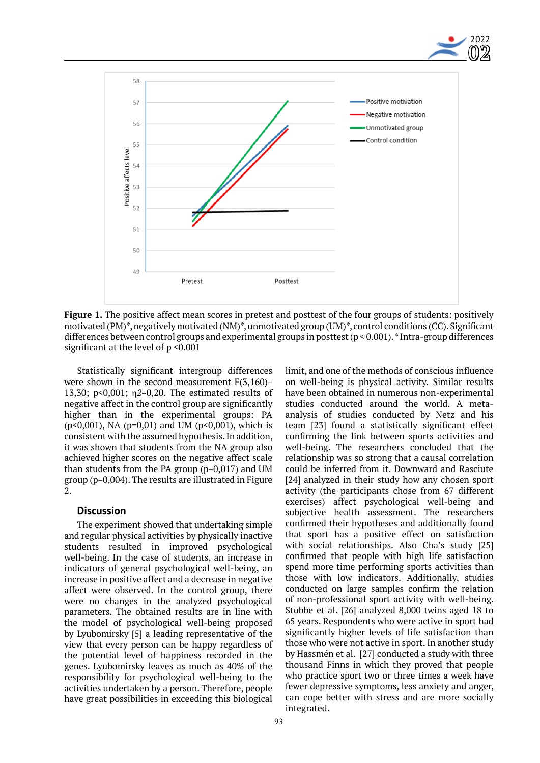**Figure 1.** The positive affect mean scores in pretest and posttest of the four groups of students: positively motivated (PM)*, negatively motivated (NM)*, unmotivated group (UM)*, control conditions (CC). Significant differences between control groups and experimental groups in posttest ($p < 0.001$). * Intra-group differences significant at the level of $p < 0.001$

Statistically significant intergroup differences were shown in the second measurement $F(3,160)= 13,30$; $p<0,001$; $\eta 2=0,20$. The estimated results of negative affect in the control group are significantly higher than in the experimental groups: PA ($p<0,001$), NA ($p=0,01$) and UM ($p<0,001$), which is consistent with the assumed hypothesis. In addition, it was shown that students from the NA group also achieved higher scores on the negative affect scale than students from the PA group ($p=0,017$) and UM group ($p=0,004$). The results are illustrated in Figure 2.

## Discussion

The experiment showed that undertaking simple and regular physical activities by physically inactive students resulted in improved psychological well-being. In the case of students, an increase in indicators of general psychological well-being, an increase in positive affect and a decrease in negative affect were observed. In the control group, there were no changes in the analyzed psychological parameters. The obtained results are in line with the model of psychological well-being proposed by Lyubomirsky [5] a leading representative of the view that every person can be happy regardless of the potential level of happiness recorded in the genes. Lyubomirsky leaves as much as 40% of the responsibility for psychological well-being to the activities undertaken by a person. Therefore, people have great possibilities in exceeding this biological limit, and one of the methods of conscious influence on well-being is physical activity. Similar results have been obtained in numerous non-experimental studies conducted around the world. A meta-analysis of studies conducted by Netz and his team [23] found a statistically significant effect confirming the link between sports activities and well-being. The researchers concluded that the relationship was so strong that a causal correlation could be inferred from it. Downward and Rasciute [24] analyzed in their study how any chosen sport activity (the participants chose from 67 different exercises) affect psychological well-being and subjective health assessment. The researchers confirmed their hypotheses and additionally found that sport has a positive effect on satisfaction with social relationships. Also Cha's study [25] confirmed that people with high life satisfaction spend more time performing sports activities than those with low indicators. Additionally, studies conducted on large samples confirm the relation of non-professional sport activity with well-being. Stubbe et al. [26] analyzed 8,000 twins aged 18 to 65 years. Respondents who were active in sport had significantly higher levels of life satisfaction than those who were not active in sport. In another study by Hassmén et al. [27] conducted a study with three thousand Finns in which they proved that people who practice sport two or three times a week have fewer depressive symptoms, less anxiety and anger, can cope better with stress and are more socially integrated.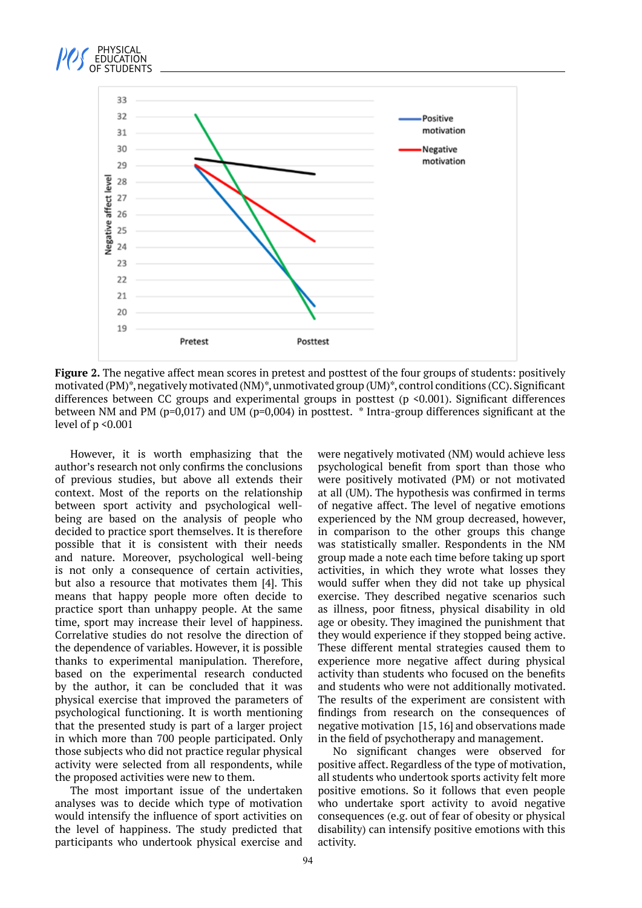**Figure 2.** The negative affect mean scores in pretest and posttest of the four groups of students: positively motivated (PM)*, negatively motivated (NM)*, unmotivated group (UM)*, control conditions (CC). Significant differences between CC groups and experimental groups in posttest ($p < 0.001$). Significant differences between NM and PM ($p = 0{,}017$) and UM ($p = 0{,}004$) in posttest. * Intra-group differences significant at the level of $p < 0.001$

However, it is worth emphasizing that the author's research not only confirms the conclusions of previous studies, but above all extends their context. Most of the reports on the relationship between sport activity and psychological well-being are based on the analysis of people who decided to practice sport themselves. It is therefore possible that it is consistent with their needs and nature. Moreover, psychological well-being is not only a consequence of certain activities, but also a resource that motivates them [4]. This means that happy people more often decide to practice sport than unhappy people. At the same time, sport may increase their level of happiness. Correlative studies do not resolve the direction of the dependence of variables. However, it is possible thanks to experimental manipulation. Therefore, based on the experimental research conducted by the author, it can be concluded that it was physical exercise that improved the parameters of psychological functioning. It is worth mentioning that the presented study is part of a larger project in which more than 700 people participated. Only those subjects who did not practice regular physical activity were selected from all respondents, while the proposed activities were new to them.

The most important issue of the undertaken analyses was to decide which type of motivation would intensify the influence of sport activities on the level of happiness. The study predicted that participants who undertook physical exercise and were negatively motivated (NM) would achieve less psychological benefit from sport than those who were positively motivated (PM) or not motivated at all (UM). The hypothesis was confirmed in terms of negative affect. The level of negative emotions experienced by the NM group decreased, however, in comparison to the other groups this change was statistically smaller. Respondents in the NM group made a note each time before taking up sport activities, in which they wrote what losses they would suffer when they did not take up physical exercise. They described negative scenarios such as illness, poor fitness, physical disability in old age or obesity. They imagined the punishment that they would experience if they stopped being active. These different mental strategies caused them to experience more negative affect during physical activity than students who focused on the benefits and students who were not additionally motivated. The results of the experiment are consistent with findings from research on the consequences of negative motivation [15, 16] and observations made in the field of psychotherapy and management.

No significant changes were observed for positive affect. Regardless of the type of motivation, all students who undertook sports activity felt more positive emotions. So it follows that even people who undertake sport activity to avoid negative consequences (e.g. out of fear of obesity or physical disability) can intensify positive emotions with this activity.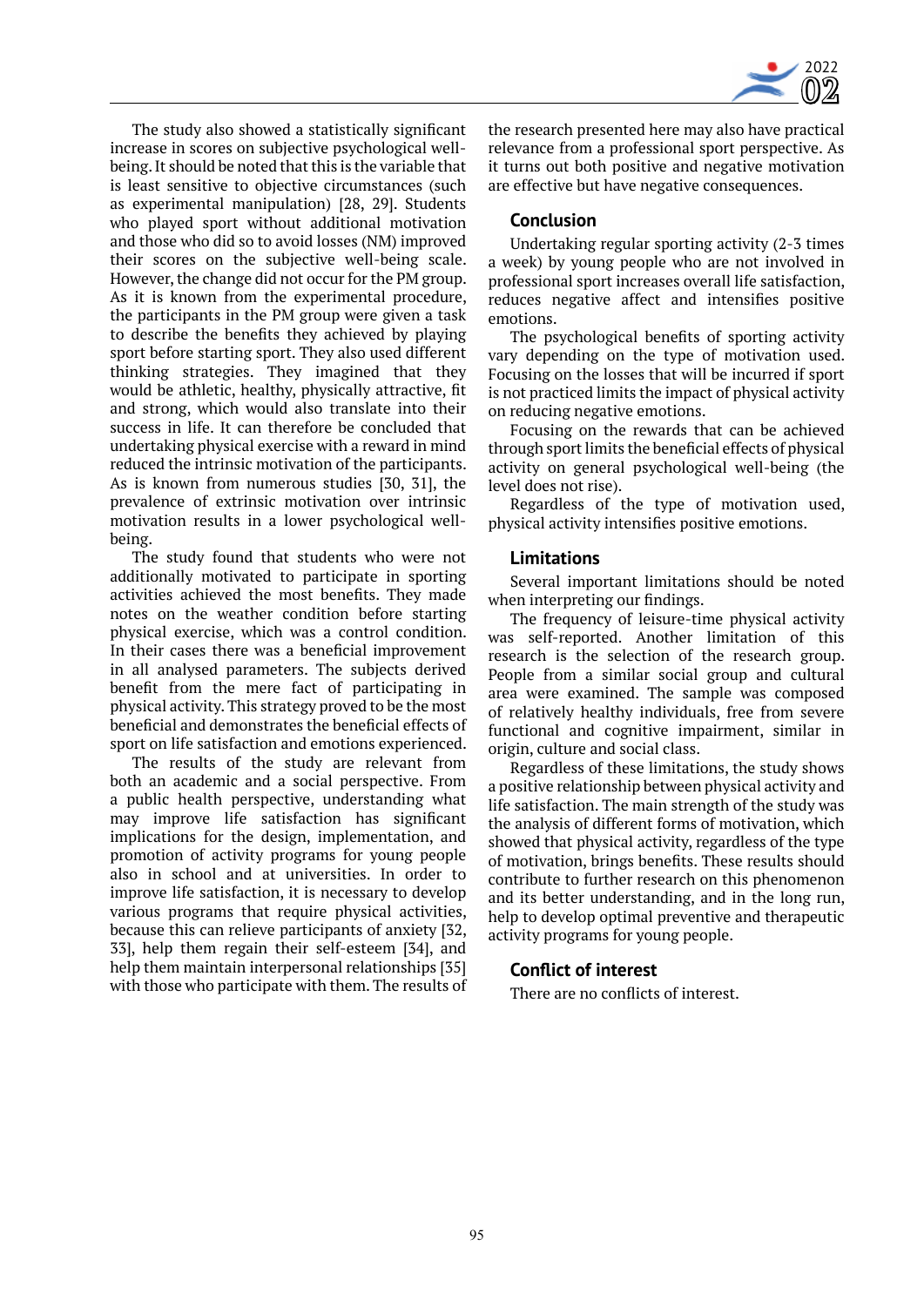The study also showed a statistically significant increase in scores on subjective psychological well-being. It should be noted that this is the variable that is least sensitive to objective circumstances (such as experimental manipulation) [28, 29]. Students who played sport without additional motivation and those who did so to avoid losses (NM) improved their scores on the subjective well-being scale. However, the change did not occur for the PM group. As it is known from the experimental procedure, the participants in the PM group were given a task to describe the benefits they achieved by playing sport before starting sport. They also used different thinking strategies. They imagined that they would be athletic, healthy, physically attractive, fit and strong, which would also translate into their success in life. It can therefore be concluded that undertaking physical exercise with a reward in mind reduced the intrinsic motivation of the participants. As is known from numerous studies [30, 31], the prevalence of extrinsic motivation over intrinsic motivation results in a lower psychological well-being.

The study found that students who were not additionally motivated to participate in sporting activities achieved the most benefits. They made notes on the weather condition before starting physical exercise, which was a control condition. In their cases there was a beneficial improvement in all analysed parameters. The subjects derived benefit from the mere fact of participating in physical activity. This strategy proved to be the most beneficial and demonstrates the beneficial effects of sport on life satisfaction and emotions experienced.

The results of the study are relevant from both an academic and a social perspective. From a public health perspective, understanding what may improve life satisfaction has significant implications for the design, implementation, and promotion of activity programs for young people also in school and at universities. In order to improve life satisfaction, it is necessary to develop various programs that require physical activities, because this can relieve participants of anxiety [32, 33], help them regain their self-esteem [34], and help them maintain interpersonal relationships [35] with those who participate with them. The results of the research presented here may also have practical relevance from a professional sport perspective. As it turns out both positive and negative motivation are effective but have negative consequences.

## Conclusion

Undertaking regular sporting activity (2-3 times a week) by young people who are not involved in professional sport increases overall life satisfaction, reduces negative affect and intensifies positive emotions.

The psychological benefits of sporting activity vary depending on the type of motivation used. Focusing on the losses that will be incurred if sport is not practiced limits the impact of physical activity on reducing negative emotions.

Focusing on the rewards that can be achieved through sport limits the beneficial effects of physical activity on general psychological well-being (the level does not rise).

Regardless of the type of motivation used, physical activity intensifies positive emotions.

## Limitations

Several important limitations should be noted when interpreting our findings.

The frequency of leisure-time physical activity was self-reported. Another limitation of this research is the selection of the research group. People from a similar social group and cultural area were examined. The sample was composed of relatively healthy individuals, free from severe functional and cognitive impairment, similar in origin, culture and social class.

Regardless of these limitations, the study shows a positive relationship between physical activity and life satisfaction. The main strength of the study was the analysis of different forms of motivation, which showed that physical activity, regardless of the type of motivation, brings benefits. These results should contribute to further research on this phenomenon and its better understanding, and in the long run, help to develop optimal preventive and therapeutic activity programs for young people.

## Conflict of interest

There are no conflicts of interest.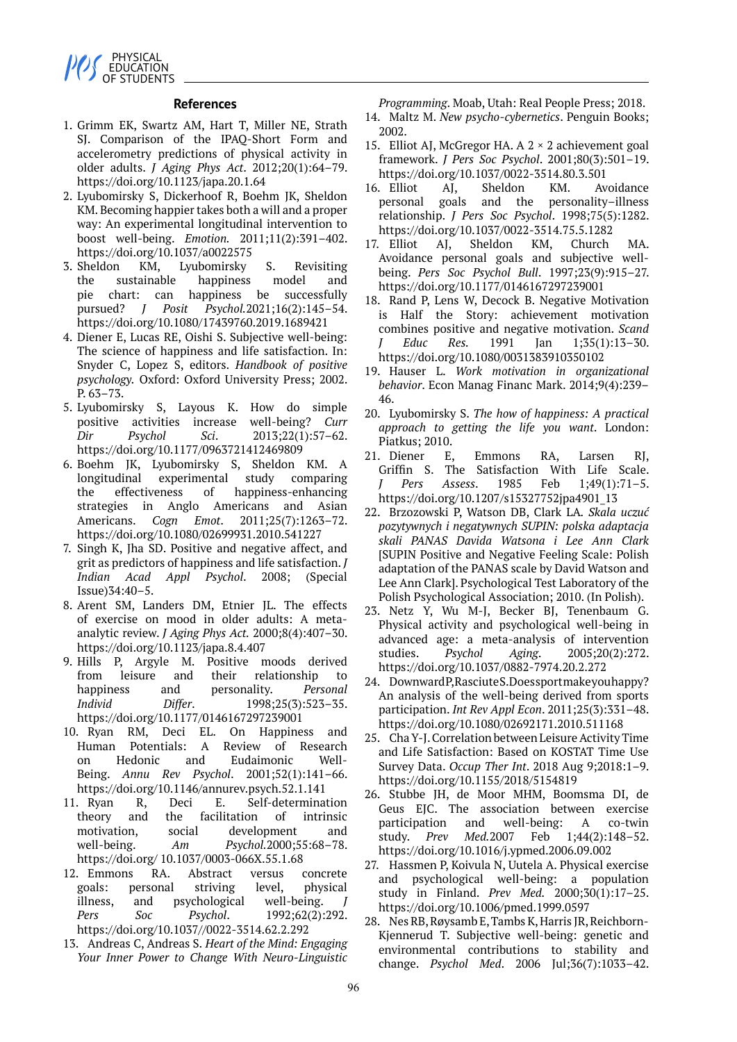## References

1. Grimm EK, Swartz AM, Hart T, Miller NE, Strath SJ. Comparison of the IPAQ-Short Form and accelerometry predictions of physical activity in older adults. *J Aging Phys Act*. 2012;20(1):64–79. https://doi.org/10.1123/japa.20.1.64
2. Lyubomirsky S, Dickerhoof R, Boehm JK, Sheldon KM. Becoming happier takes both a will and a proper way: An experimental longitudinal intervention to boost well-being. *Emotion.* 2011;11(2):391–402. https://doi.org/10.1037/a0022575
3. Sheldon KM, Lyubomirsky S. Revisiting the sustainable happiness model and pie chart: can happiness be successfully pursued? *J Posit Psychol.*2021;16(2):145–54. https://doi.org/10.1080/17439760.2019.1689421
4. Diener E, Lucas RE, Oishi S. Subjective well-being: The science of happiness and life satisfaction. In: Snyder C, Lopez S, editors. *Handbook of positive psychology*. Oxford: Oxford University Press; 2002. P. 63–73.
5. Lyubomirsky S, Layous K. How do simple positive activities increase well-being? *Curr Dir Psychol Sci*. 2013;22(1):57–62. https://doi.org/10.1177/0963721412469809
6. Boehm JK, Lyubomirsky S, Sheldon KM. A longitudinal experimental study comparing the effectiveness of happiness-enhancing strategies in Anglo Americans and Asian Americans. *Cogn Emot*. 2011;25(7):1263–72. https://doi.org/10.1080/02699931.2010.541227
7. Singh K, Jha SD. Positive and negative affect, and grit as predictors of happiness and life satisfaction. *J Indian Acad Appl Psychol*. 2008; (Special Issue)34:40–5.
8. Arent SM, Landers DM, Etnier JL. The effects of exercise on mood in older adults: A meta-analytic review. *J Aging Phys Act.* 2000;8(4):407–30. https://doi.org/10.1123/japa.8.4.407
9. Hills P, Argyle M. Positive moods derived from leisure and their relationship to happiness and personality. *Personal Individ Differ*. 1998;25(3):523–35. https://doi.org/10.1177/0146167297239001
10. Ryan RM, Deci EL. On Happiness and Human Potentials: A Review of Research on Hedonic and Eudaimonic Well-Being. *Annu Rev Psychol*. 2001;52(1):141–66. https://doi.org/10.1146/annurev.psych.52.1.141
11. Ryan R, Deci E. Self-determination theory and the facilitation of intrinsic motivation, social development and well-being. *Am Psychol.*2000;55:68–78. https://doi.org/ 10.1037/0003-066X.55.1.68
12. Emmons RA. Abstract versus concrete goals: personal striving level, physical illness, and psychological well-being. *J Pers Soc Psychol*. 1992;62(2):292. https://doi.org/10.1037//0022-3514.62.2.292
13. Andreas C, Andreas S. *Heart of the Mind: Engaging Your Inner Power to Change With Neuro-Linguistic Programming*. Moab, Utah: Real People Press; 2018.
14. Maltz M. *New psycho-cybernetics*. Penguin Books; 2002.
15. Elliot AJ, McGregor HA. A 2 × 2 achievement goal framework. *J Pers Soc Psychol*. 2001;80(3):501–19. https://doi.org/10.1037/0022-3514.80.3.501
16. Elliot AJ, Sheldon KM. Avoidance personal goals and the personality–illness relationship. *J Pers Soc Psychol*. 1998;75(5):1282. https://doi.org/10.1037/0022-3514.75.5.1282
17. Elliot AJ, Sheldon KM, Church MA. Avoidance personal goals and subjective well-being. *Pers Soc Psychol Bull*. 1997;23(9):915–27. https://doi.org/10.1177/0146167297239001
18. Rand P, Lens W, Decock B. Negative Motivation is Half the Story: achievement motivation combines positive and negative motivation. *Scand J Educ Res.* 1991 Jan 1;35(1):13–30. https://doi.org/10.1080/0031383910350102
19. Hauser L. *Work motivation in organizational behavior*. Econ Manag Financ Mark. 2014;9(4):239–46.
20. Lyubomirsky S. *The how of happiness: A practical approach to getting the life you want*. London: Piatkus; 2010.
21. Diener E, Emmons RA, Larsen RJ, Griffin S. The Satisfaction With Life Scale. *J Pers Assess*. 1985 Feb 1;49(1):71–5. https://doi.org/10.1207/s15327752jpa4901_13
22. Brzozowski P, Watson DB, Clark LA. *Skala uczuć pozytywnych i negatywnych SUPIN: polska adaptacja skali PANAS Davida Watsona i Lee Ann Clark* [SUPIN Positive and Negative Feeling Scale: Polish adaptation of the PANAS scale by David Watson and Lee Ann Clark]. Psychological Test Laboratory of the Polish Psychological Association; 2010. (In Polish).
23. Netz Y, Wu M-J, Becker BJ, Tenenbaum G. Physical activity and psychological well-being in advanced age: a meta-analysis of intervention studies. *Psychol Aging*. 2005;20(2):272. https://doi.org/10.1037/0882-7974.20.2.272
24. DownwardP,RasciuteS.Doessportmakeyouhappy? An analysis of the well-being derived from sports participation. *Int Rev Appl Econ*. 2011;25(3):331–48. https://doi.org/10.1080/02692171.2010.511168
25. Cha Y-J. Correlation between Leisure Activity Time and Life Satisfaction: Based on KOSTAT Time Use Survey Data. *Occup Ther Int*. 2018 Aug 9;2018:1–9. https://doi.org/10.1155/2018/5154819
26. Stubbe JH, de Moor MHM, Boomsma DI, de Geus EJC. The association between exercise participation and well-being: A co-twin study. *Prev Med.*2007 Feb 1;44(2):148–52. https://doi.org/10.1016/j.ypmed.2006.09.002
27. Hassmen P, Koivula N, Uutela A. Physical exercise and psychological well-being: a population study in Finland. *Prev Med.* 2000;30(1):17–25. https://doi.org/10.1006/pmed.1999.0597
28. Nes RB, Røysamb E, Tambs K, Harris JR, Reichborn-Kjennerud T. Subjective well-being: genetic and environmental contributions to stability and change. *Psychol Med*. 2006 Jul;36(7):1033–42.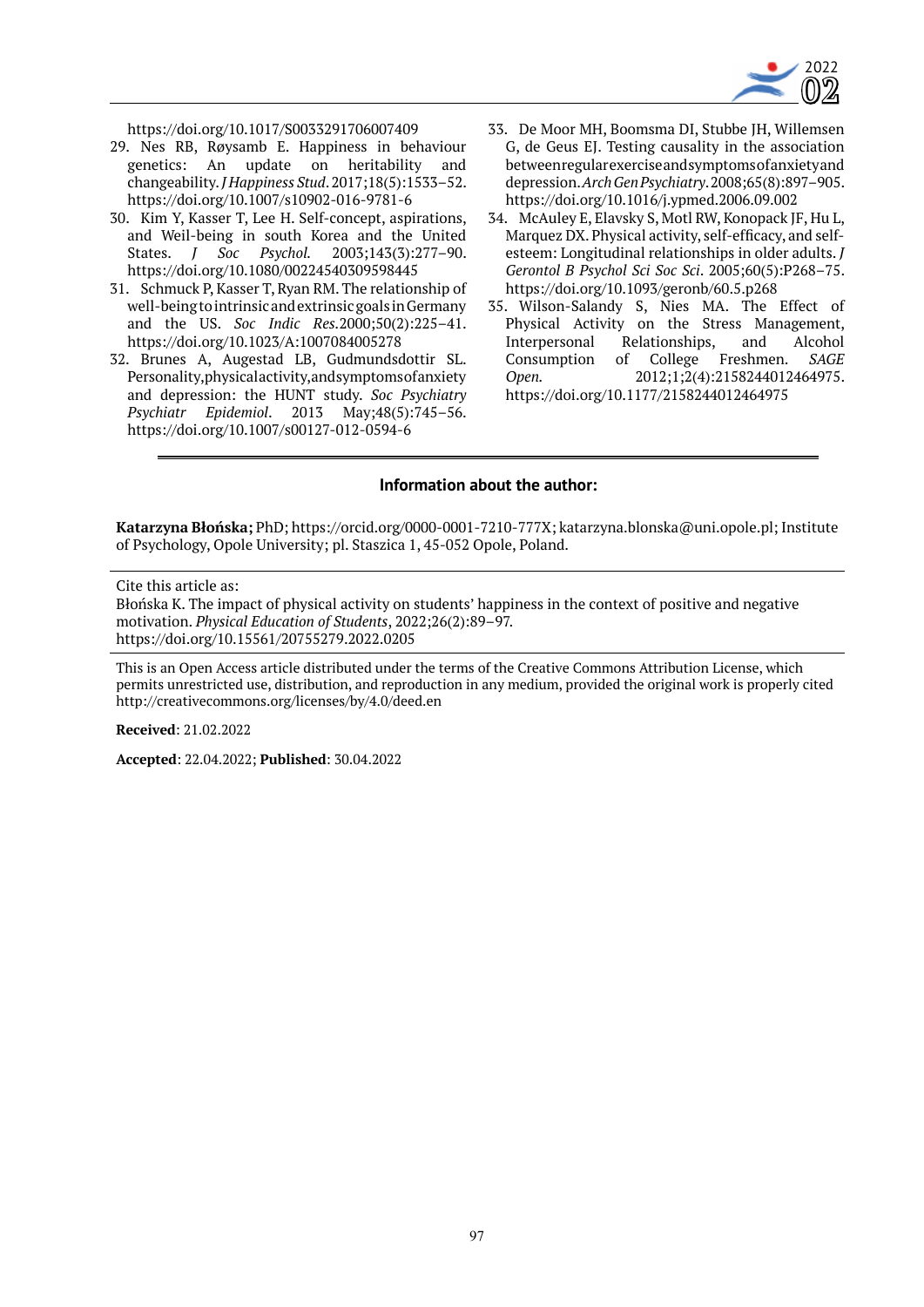https://doi.org/10.1017/S0033291706007409

29. Nes RB, Røysamb E. Happiness in behaviour genetics: An update on heritability and changeability. *J Happiness Stud*. 2017;18(5):1533–52. https://doi.org/10.1007/s10902-016-9781-6
30. Kim Y, Kasser T, Lee H. Self-concept, aspirations, and Weil-being in south Korea and the United States. *J Soc Psychol.* 2003;143(3):277–90. https://doi.org/10.1080/00224540309598445
31. Schmuck P, Kasser T, Ryan RM. The relationship of well-being to intrinsic and extrinsic goals in Germany and the US. *Soc Indic Res*.2000;50(2):225–41. https://doi.org/10.1023/A:1007084005278
32. Brunes A, Augestad LB, Gudmundsdottir SL. Personality, physical activity, and symptoms of anxiety and depression: the HUNT study. *Soc Psychiatry Psychiatr Epidemiol*. 2013 May;48(5):745–56. https://doi.org/10.1007/s00127-012-0594-6
33. De Moor MH, Boomsma DI, Stubbe JH, Willemsen G, de Geus EJ. Testing causality in the association between regular exercise and symptoms of anxiety and depression. *Arch Gen Psychiatry*. 2008;65(8):897–905. https://doi.org/10.1016/j.ypmed.2006.09.002
34. McAuley E, Elavsky S, Motl RW, Konopack JF, Hu L, Marquez DX. Physical activity, self-efficacy, and self-esteem: Longitudinal relationships in older adults. *J Gerontol B Psychol Sci Soc Sci*. 2005;60(5):P268–75. https://doi.org/10.1093/geronb/60.5.p268
35. Wilson-Salandy S, Nies MA. The Effect of Physical Activity on the Stress Management, Interpersonal Relationships, and Alcohol Consumption of College Freshmen. *SAGE Open.* 2012;1;2(4):2158244012464975. https://doi.org/10.1177/2158244012464975

## Information about the author:

**Katarzyna Błońska;** PhD; https://orcid.org/0000-0001-7210-777X; katarzyna.blonska@uni.opole.pl; Institute of Psychology, Opole University; pl. Staszica 1, 45-052 Opole, Poland.

Cite this article as:
Błońska K. The impact of physical activity on students' happiness in the context of positive and negative motivation. *Physical Education of Students*, 2022;26(2):89–97.
https://doi.org/10.15561/20755279.2022.0205

This is an Open Access article distributed under the terms of the Creative Commons Attribution License, which permits unrestricted use, distribution, and reproduction in any medium, provided the original work is properly cited http://creativecommons.org/licenses/by/4.0/deed.en

**Received**: 21.02.2022

**Accepted**: 22.04.2022; **Published**: 30.04.2022